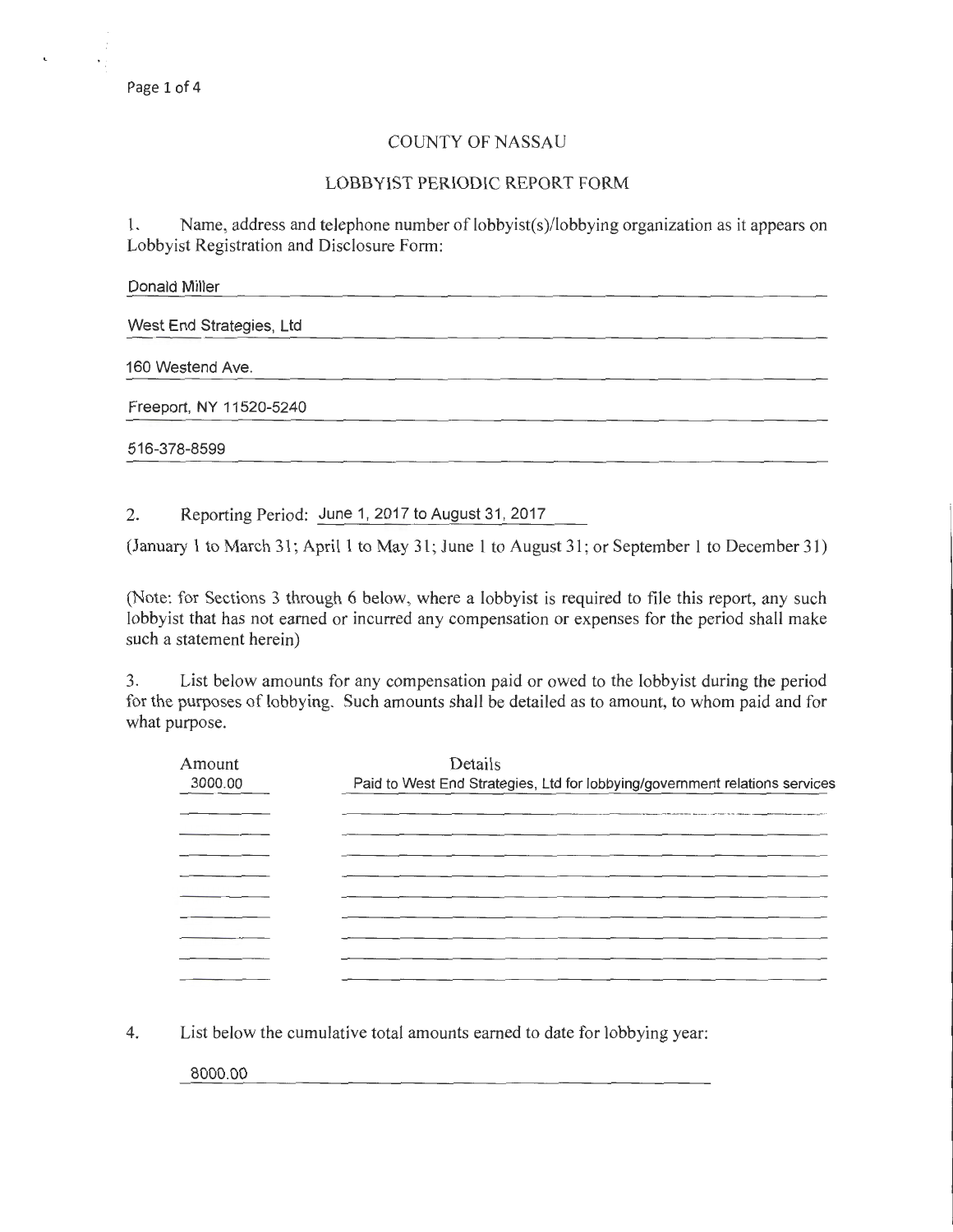# COUNTY OF NASSAU

## LOBBYIST PERIODIC REPORT FORM

1. Name, address and telephone number of lobbyist(s)/lobbying organization as it appears on Lobbyist Registration and Disclosure Form:

Donald Miller

West End Strategies, Ltd

160 Westend Ave.

Freeport, NY 11520-5240

516-378-8599

2. Reporting Period: June 1, 2017 to August 31, 2017

(January 1 to March 31; April 1 to May 31; June 1 to August 31; or September 1 to December 31)

(Note: for Sections 3 through 6 below, where a lobbyist is required to file this report, any such lobbyist that has not earned or incurred any compensation or expenses for the period shall make such a statement herein)

3. List below amounts for any compensation paid or owed to the lobbyist during the period for the purposes of lobbying. Such amounts shall be detailed as to amount, to whom paid and for what purpose.

| Amount | Details |
|---|---|
| 3000.00 | Paid to West End Strategies, Ltd for lobbying/government relations services |

4. List below the cumulative total amounts earned to date for lobbying year:

8000.00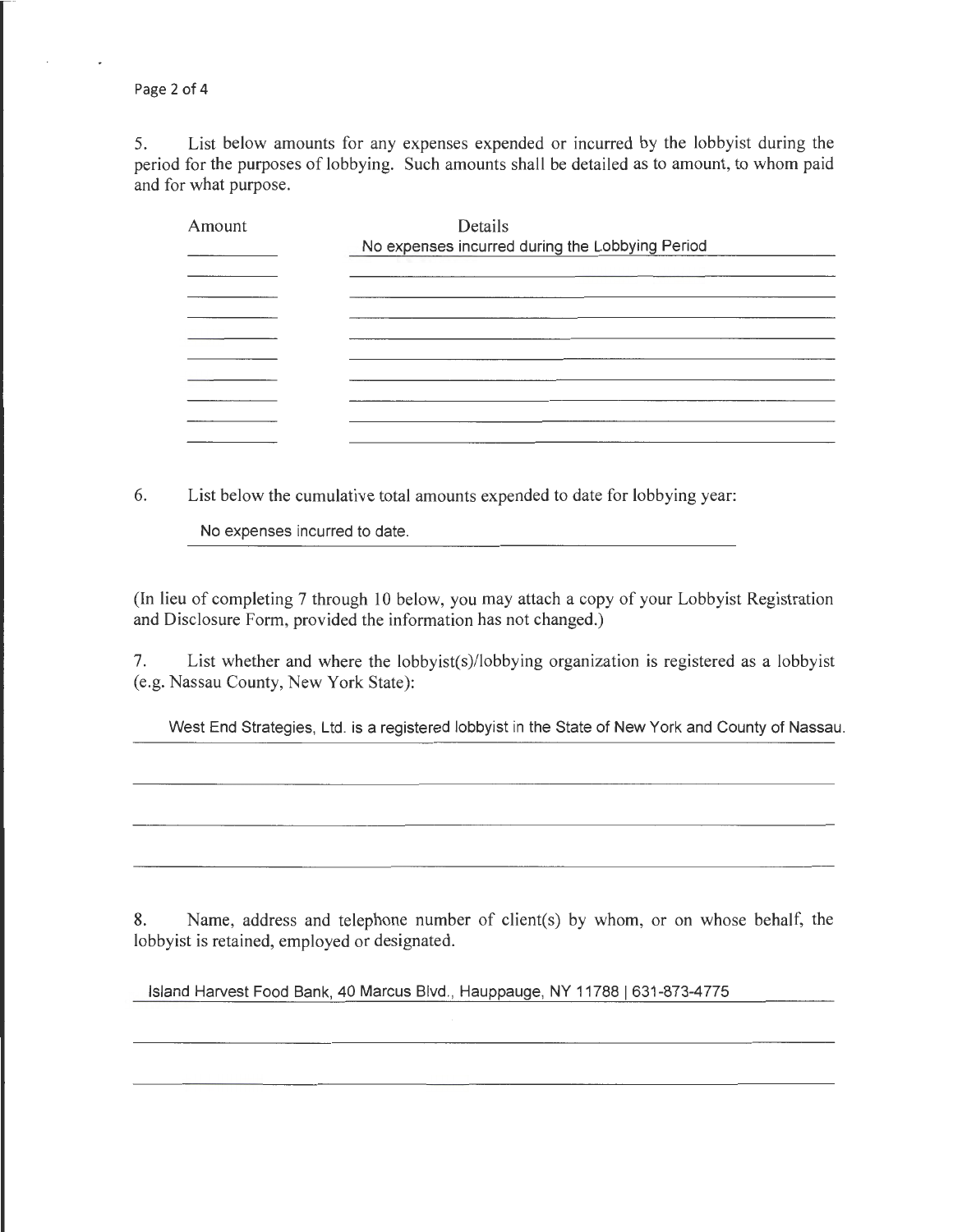5. List below amounts for any expenses expended or incurred by the lobbyist during the period for the purposes of lobbying. Such amounts shall be detailed as to amount, to whom paid and for what purpose.

| Amount | Details |
|---|---|
| | No expenses incurred during the Lobbying Period |

6. List below the cumulative total amounts expended to date for lobbying year:

No expenses incurred to date.

(In lieu of completing 7 through 10 below, you may attach a copy of your Lobbyist Registration and Disclosure Form, provided the information has not changed.)

7. List whether and where the lobbyist(s)/lobbying organization is registered as a lobbyist (e.g. Nassau County, New York State):

West End Strategies, Ltd. is a registered lobbyist in the State of New York and County of Nassau.

8. Name, address and telephone number of client(s) by whom, or on whose behalf, the lobbyist is retained, employed or designated.

Island Harvest Food Bank, 40 Marcus Blvd., Hauppauge, NY 11788 | 631-873-4775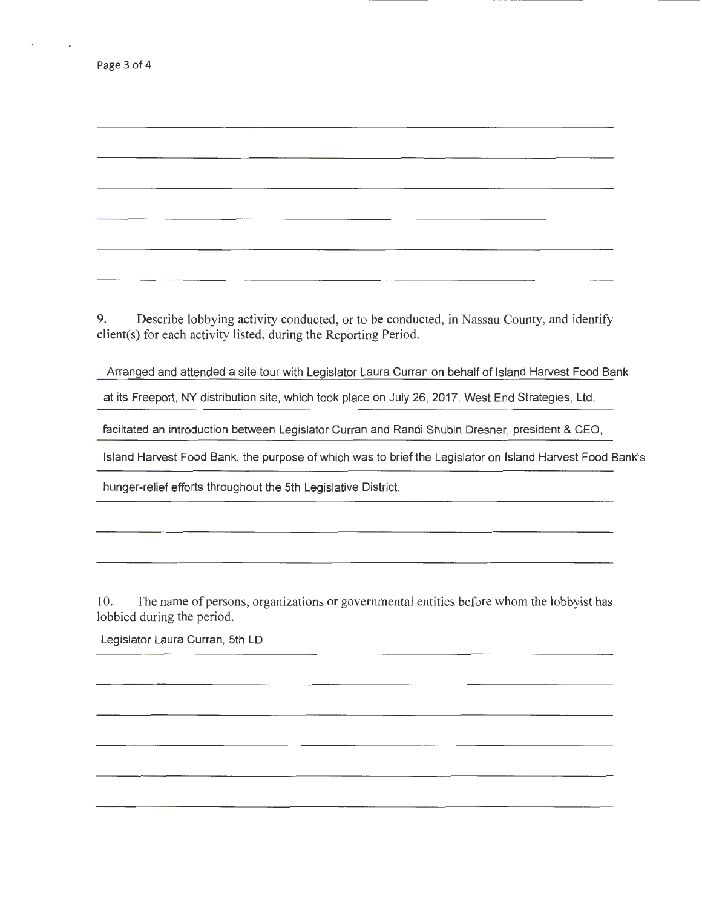9. Describe lobbying activity conducted, or to be conducted, in Nassau County, and identify client(s) for each activity listed, during the Reporting Period.

Arranged and attended a site tour with Legislator Laura Curran on behalf of Island Harvest Food Bank at its Freeport, NY distribution site, which took place on July 26, 2017. West End Strategies, Ltd. faciltated an introduction between Legislator Curran and Randi Shubin Dresner, president & CEO, Island Harvest Food Bank, the purpose of which was to brief the Legislator on Island Harvest Food Bank's hunger-relief efforts throughout the 5th Legislative District.

10. The name of persons, organizations or governmental entities before whom the lobbyist has lobbied during the period.

Legislator Laura Curran, 5th LD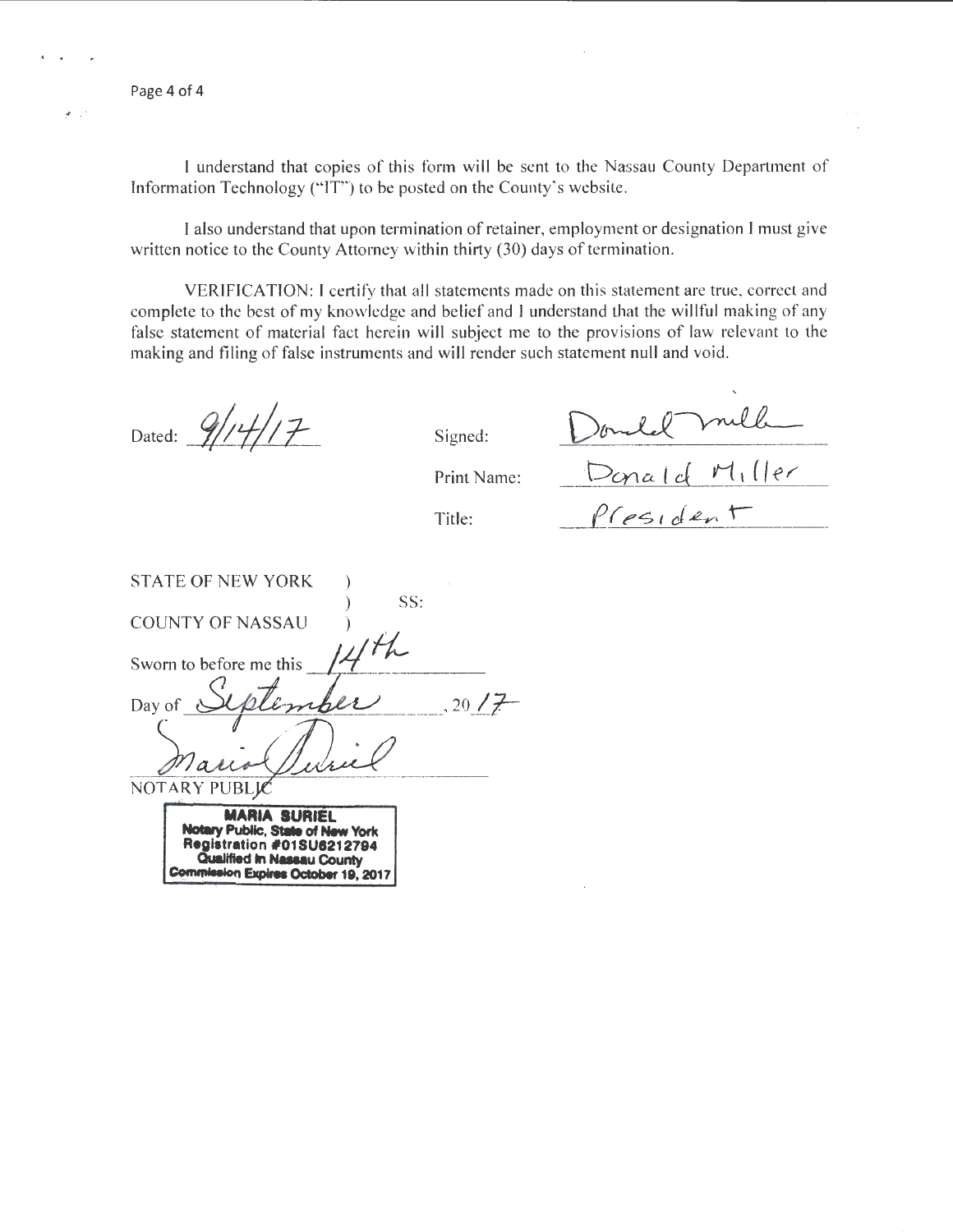I understand that copies of this form will be sent to the Nassau County Department of Information Technology ("IT") to be posted on the County's website.

I also understand that upon termination of retainer, employment or designation I must give written notice to the County Attorney within thirty (30) days of termination.

VERIFICATION: I certify that all statements made on this statement are true, correct and complete to the best of my knowledge and belief and I understand that the willful making of any false statement of material fact herein will subject me to the provisions of law relevant to the making and filing of false instruments and will render such statement null and void.

Dated: 9/14/17

Signed: Donald Miller

Print Name: Donald Miller

Title: President

STATE OF NEW YORK )
) SS:
COUNTY OF NASSAU )

Sworn to before me this 14th

Day of September, 2017

Maria Suriel

NOTARY PUBLIC

**MARIA SURIEL**
**Notary Public, State of New York**
**Registration #01SU6212794**
**Qualified in Nassau County**
**Commission Expires October 19, 2017**